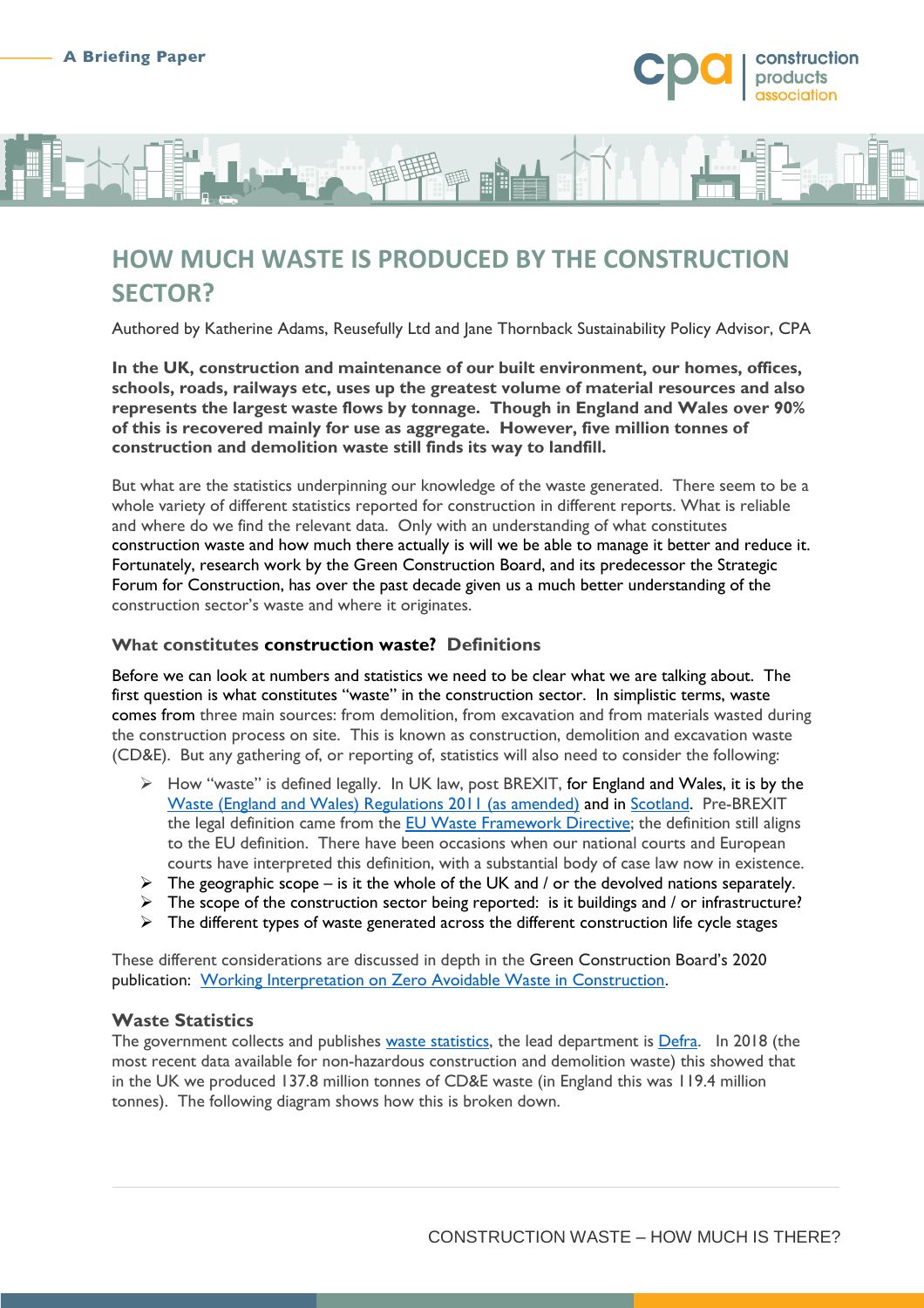A Briefing Paper

# HOW MUCH WASTE IS PRODUCED BY THE CONSTRUCTION SECTOR?

Authored by Katherine Adams, Reusefully Ltd and Jane Thornback Sustainability Policy Advisor, CPA

**In the UK, construction and maintenance of our built environment, our homes, offices, schools, roads, railways etc, uses up the greatest volume of material resources and also represents the largest waste flows by tonnage. Though in England and Wales over 90% of this is recovered mainly for use as aggregate. However, five million tonnes of construction and demolition waste still finds its way to landfill.**

But what are the statistics underpinning our knowledge of the waste generated. There seem to be a whole variety of different statistics reported for construction in different reports. What is reliable and where do we find the relevant data. Only with an understanding of what constitutes construction waste and how much there actually is will we be able to manage it better and reduce it. Fortunately, research work by the Green Construction Board, and its predecessor the Strategic Forum for Construction, has over the past decade given us a much better understanding of the construction sector's waste and where it originates.

### What constitutes construction waste? Definitions

Before we can look at numbers and statistics we need to be clear what we are talking about. The first question is what constitutes "waste" in the construction sector. In simplistic terms, waste comes from three main sources: from demolition, from excavation and from materials wasted during the construction process on site. This is known as construction, demolition and excavation waste (CD&E). But any gathering of, or reporting of, statistics will also need to consider the following:

- How "waste" is defined legally. In UK law, post BREXIT, for England and Wales, it is by the Waste (England and Wales) Regulations 2011 (as amended) and in Scotland. Pre-BREXIT the legal definition came from the EU Waste Framework Directive; the definition still aligns to the EU definition. There have been occasions when our national courts and European courts have interpreted this definition, with a substantial body of case law now in existence.
- The geographic scope – is it the whole of the UK and / or the devolved nations separately.
- The scope of the construction sector being reported: is it buildings and / or infrastructure?
- The different types of waste generated across the different construction life cycle stages

These different considerations are discussed in depth in the Green Construction Board's 2020 publication: Working Interpretation on Zero Avoidable Waste in Construction.

### Waste Statistics

The government collects and publishes waste statistics, the lead department is Defra. In 2018 (the most recent data available for non-hazardous construction and demolition waste) this showed that in the UK we produced 137.8 million tonnes of CD&E waste (in England this was 119.4 million tonnes). The following diagram shows how this is broken down.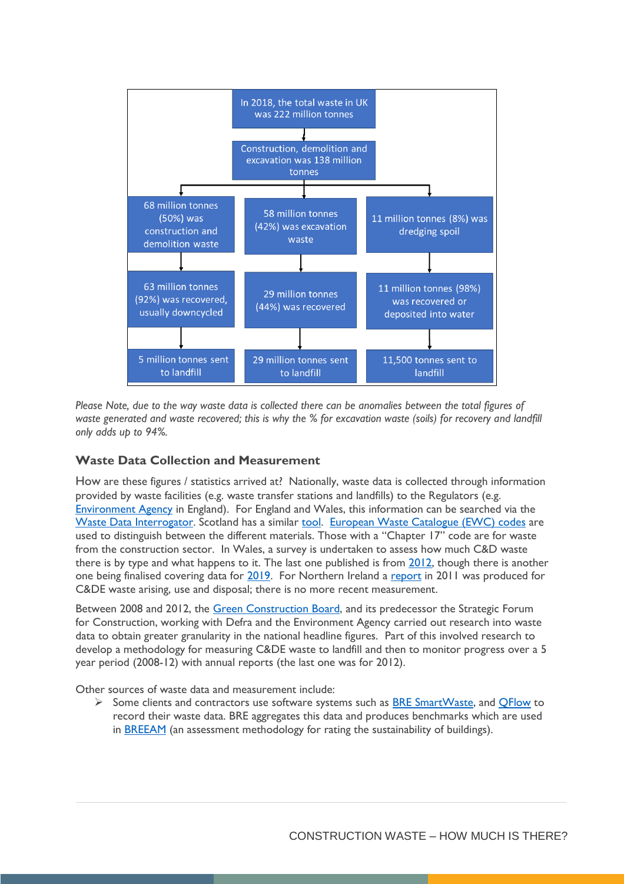In 2018, the total waste in UK was 222 million tonnes

Construction, demolition and excavation was 138 million tonnes

| 68 million tonnes (50%) was construction and demolition waste | 58 million tonnes (42%) was excavation waste | 11 million tonnes (8%) was dredging spoil |
|---|---|---|
| 63 million tonnes (92%) was recovered, usually downcycled | 29 million tonnes (44%) was recovered | 11 million tonnes (98%) was recovered or deposited into water |
| 5 million tonnes sent to landfill | 29 million tonnes sent to landfill | 11,500 tonnes sent to landfill |

*Please Note, due to the way waste data is collected there can be anomalies between the total figures of waste generated and waste recovered; this is why the % for excavation waste (soils) for recovery and landfill only adds up to 94%.*

### Waste Data Collection and Measurement

How are these figures / statistics arrived at? Nationally, waste data is collected through information provided by waste facilities (e.g. waste transfer stations and landfills) to the Regulators (e.g. Environment Agency in England). For England and Wales, this information can be searched via the Waste Data Interrogator. Scotland has a similar tool. European Waste Catalogue (EWC) codes are used to distinguish between the different materials. Those with a "Chapter 17" code are for waste from the construction sector. In Wales, a survey is undertaken to assess how much C&D waste there is by type and what happens to it. The last one published is from 2012, though there is another one being finalised covering data for 2019. For Northern Ireland a report in 2011 was produced for C&DE waste arising, use and disposal; there is no more recent measurement.

Between 2008 and 2012, the Green Construction Board, and its predecessor the Strategic Forum for Construction, working with Defra and the Environment Agency carried out research into waste data to obtain greater granularity in the national headline figures. Part of this involved research to develop a methodology for measuring C&DE waste to landfill and then to monitor progress over a 5 year period (2008-12) with annual reports (the last one was for 2012).

Other sources of waste data and measurement include:

- Some clients and contractors use software systems such as BRE SmartWaste, and QFlow to record their waste data. BRE aggregates this data and produces benchmarks which are used in BREEAM (an assessment methodology for rating the sustainability of buildings).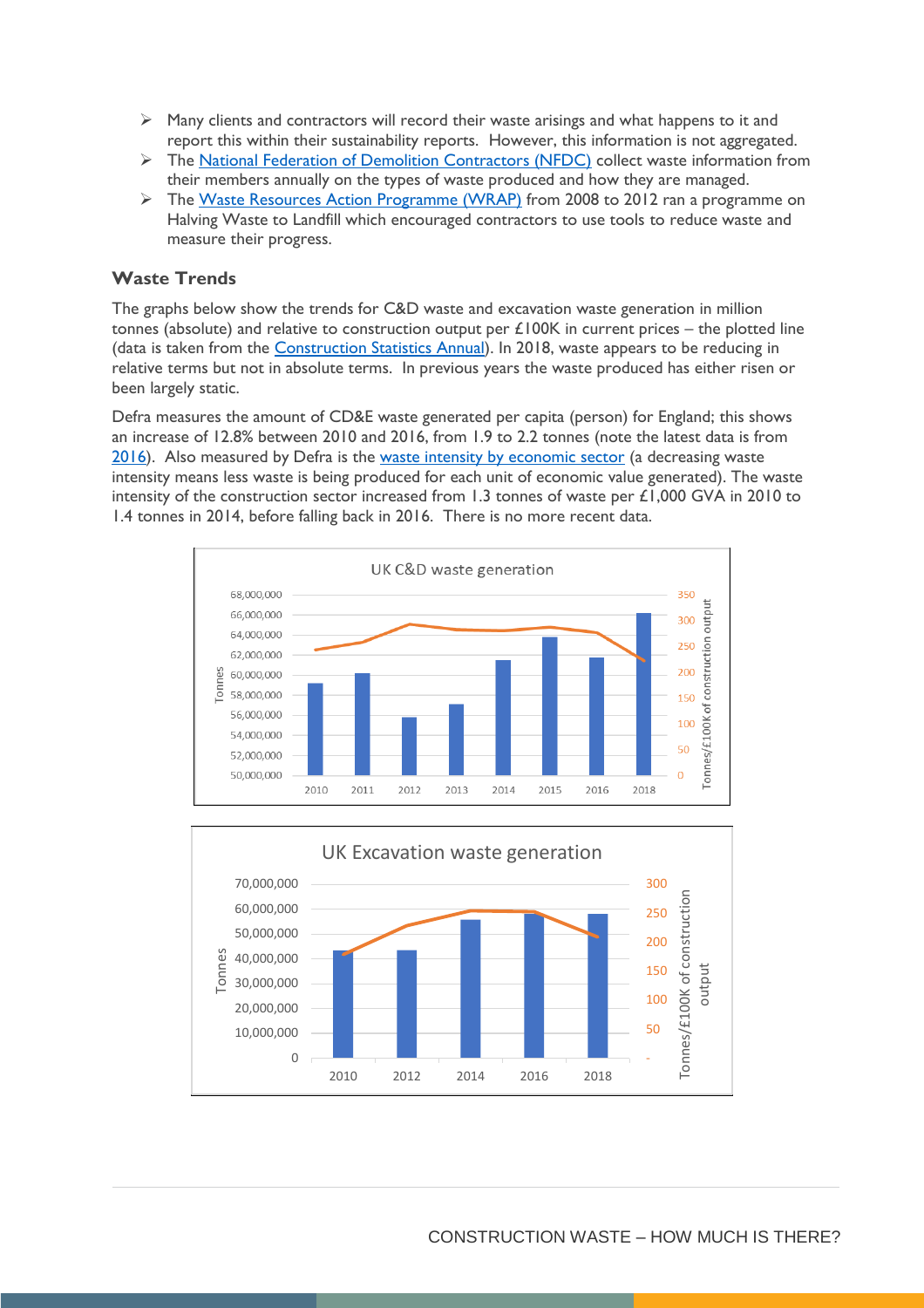- Many clients and contractors will record their waste arisings and what happens to it and report this within their sustainability reports. However, this information is not aggregated.
- The National Federation of Demolition Contractors (NFDC) collect waste information from their members annually on the types of waste produced and how they are managed.
- The Waste Resources Action Programme (WRAP) from 2008 to 2012 ran a programme on Halving Waste to Landfill which encouraged contractors to use tools to reduce waste and measure their progress.

## Waste Trends

The graphs below show the trends for C&D waste and excavation waste generation in million tonnes (absolute) and relative to construction output per £100K in current prices – the plotted line (data is taken from the Construction Statistics Annual). In 2018, waste appears to be reducing in relative terms but not in absolute terms. In previous years the waste produced has either risen or been largely static.

Defra measures the amount of CD&E waste generated per capita (person) for England; this shows an increase of 12.8% between 2010 and 2016, from 1.9 to 2.2 tonnes (note the latest data is from 2016). Also measured by Defra is the waste intensity by economic sector (a decreasing waste intensity means less waste is being produced for each unit of economic value generated). The waste intensity of the construction sector increased from 1.3 tonnes of waste per £1,000 GVA in 2010 to 1.4 tonnes in 2014, before falling back in 2016. There is no more recent data.

UK C&D waste generation

UK Excavation waste generation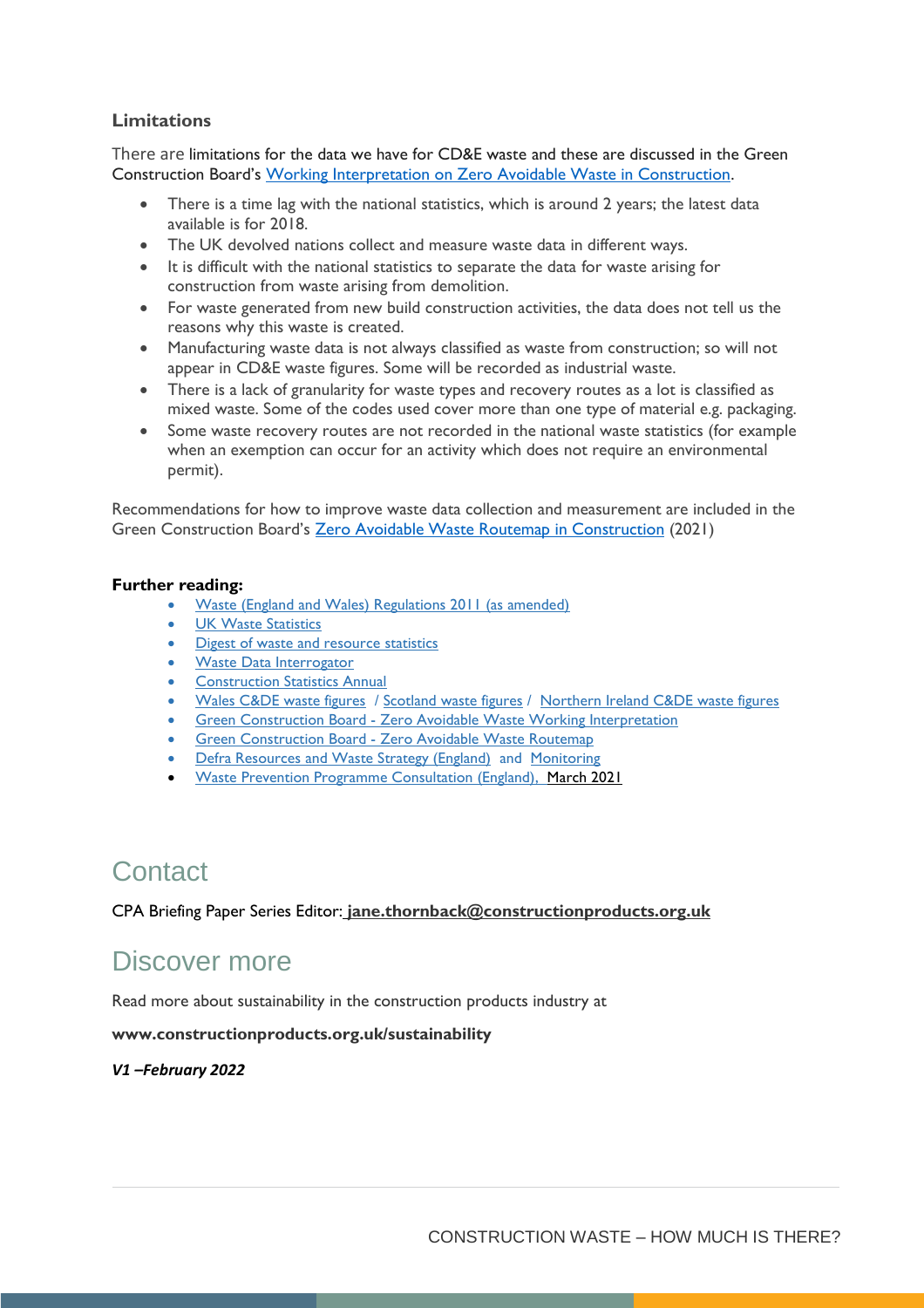### Limitations

There are limitations for the data we have for CD&E waste and these are discussed in the Green Construction Board's Working Interpretation on Zero Avoidable Waste in Construction.

- There is a time lag with the national statistics, which is around 2 years; the latest data available is for 2018.
- The UK devolved nations collect and measure waste data in different ways.
- It is difficult with the national statistics to separate the data for waste arising for construction from waste arising from demolition.
- For waste generated from new build construction activities, the data does not tell us the reasons why this waste is created.
- Manufacturing waste data is not always classified as waste from construction; so will not appear in CD&E waste figures. Some will be recorded as industrial waste.
- There is a lack of granularity for waste types and recovery routes as a lot is classified as mixed waste. Some of the codes used cover more than one type of material e.g. packaging.
- Some waste recovery routes are not recorded in the national waste statistics (for example when an exemption can occur for an activity which does not require an environmental permit).

Recommendations for how to improve waste data collection and measurement are included in the Green Construction Board's Zero Avoidable Waste Routemap in Construction (2021)

**Further reading:**

- Waste (England and Wales) Regulations 2011 (as amended)
- UK Waste Statistics
- Digest of waste and resource statistics
- Waste Data Interrogator
- Construction Statistics Annual
- Wales C&DE waste figures / Scotland waste figures / Northern Ireland C&DE waste figures
- Green Construction Board - Zero Avoidable Waste Working Interpretation
- Green Construction Board - Zero Avoidable Waste Routemap
- Defra Resources and Waste Strategy (England) and Monitoring
- Waste Prevention Programme Consultation (England), March 2021

## Contact

CPA Briefing Paper Series Editor: **jane.thornback@constructionproducts.org.uk**

## Discover more

Read more about sustainability in the construction products industry at

**www.constructionproducts.org.uk/sustainability**

***V1 –February 2022***